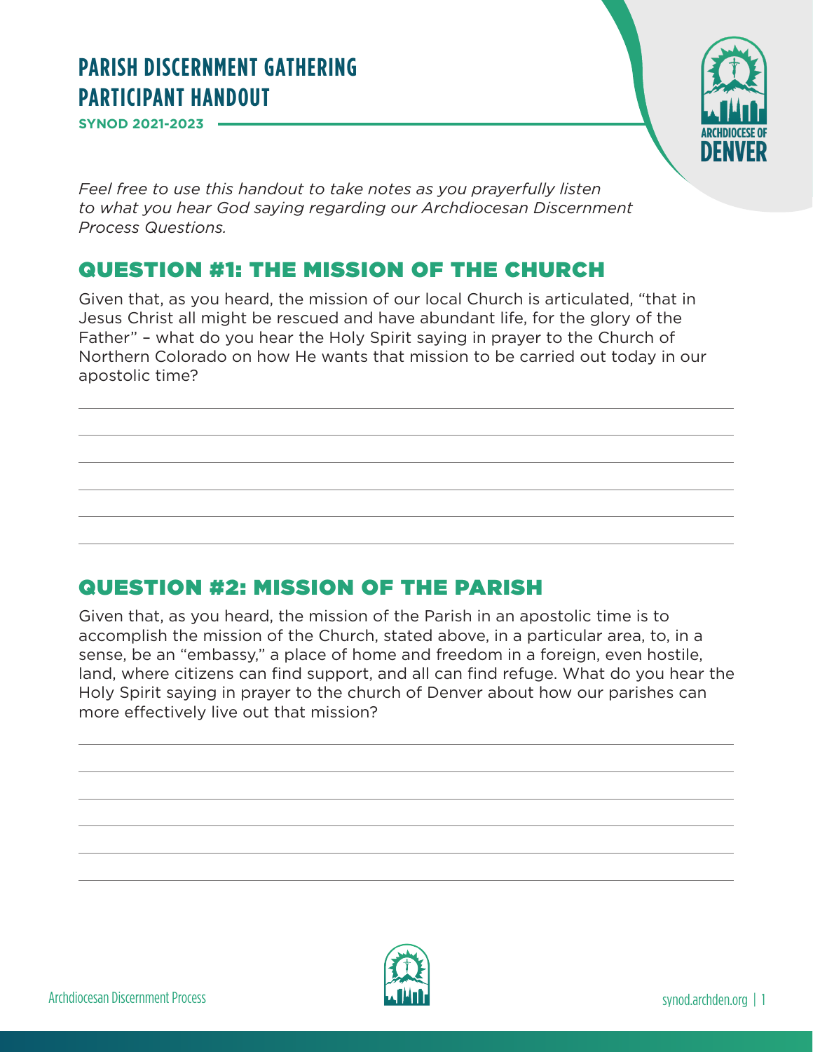# PARISH DISCERNMENT GATHERING PARTICIPANT HANDOUT

**SYNOD 2021-2023**

*Feel free to use this handout to take notes as you prayerfully listen to what you hear God saying regarding our Archdiocesan Discernment Process Questions.*

## QUESTION #1: THE MISSION OF THE CHURCH

Given that, as you heard, the mission of our local Church is articulated, "that in Jesus Christ all might be rescued and have abundant life, for the glory of the Father" – what do you hear the Holy Spirit saying in prayer to the Church of Northern Colorado on how He wants that mission to be carried out today in our apostolic time?

## QUESTION #2: MISSION OF THE PARISH

Given that, as you heard, the mission of the Parish in an apostolic time is to accomplish the mission of the Church, stated above, in a particular area, to, in a sense, be an "embassy," a place of home and freedom in a foreign, even hostile, land, where citizens can find support, and all can find refuge. What do you hear the Holy Spirit saying in prayer to the church of Denver about how our parishes can more effectively live out that mission?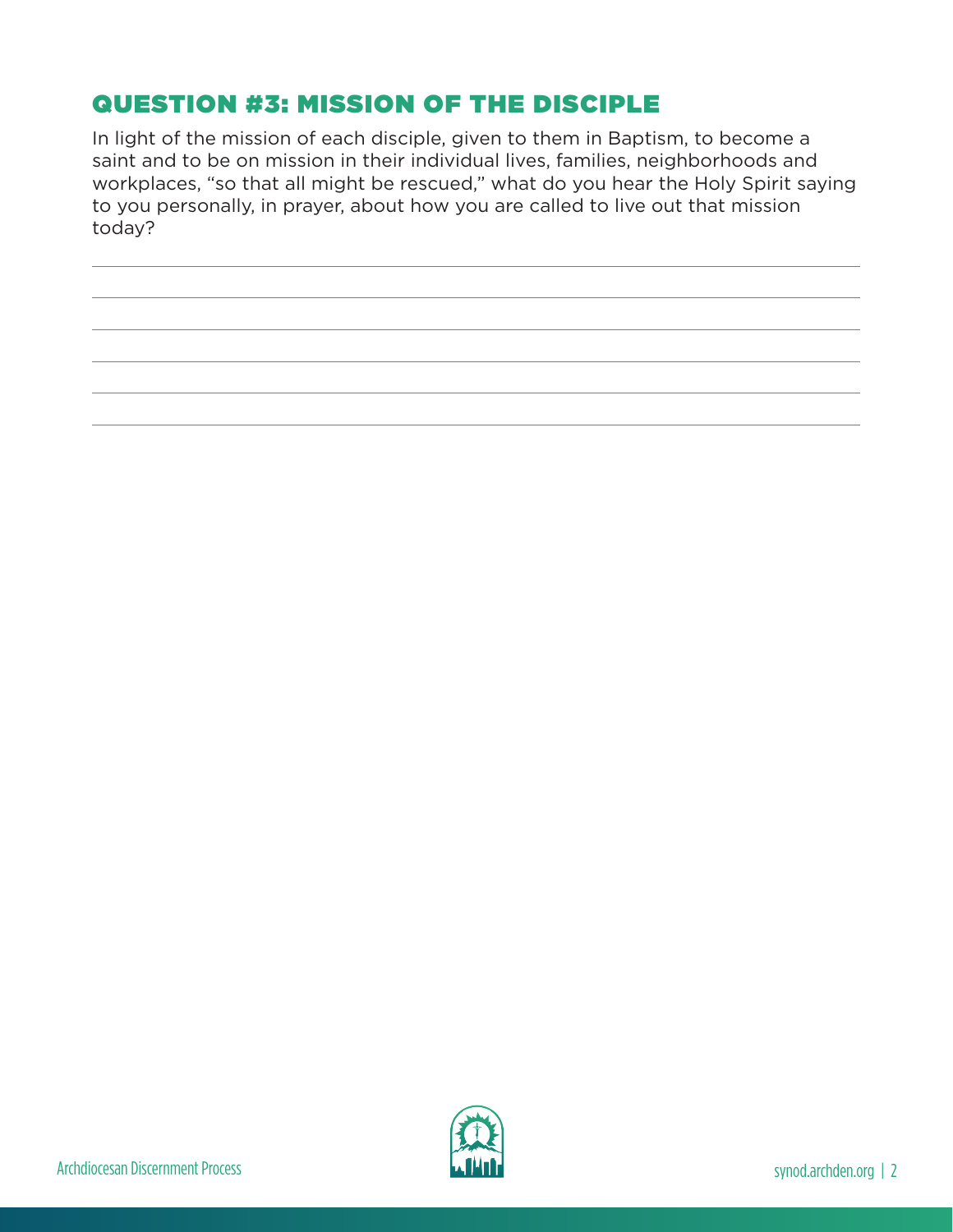## QUESTION #3: MISSION OF THE DISCIPLE

In light of the mission of each disciple, given to them in Baptism, to become a saint and to be on mission in their individual lives, families, neighborhoods and workplaces, "so that all might be rescued," what do you hear the Holy Spirit saying to you personally, in prayer, about how you are called to live out that mission today?